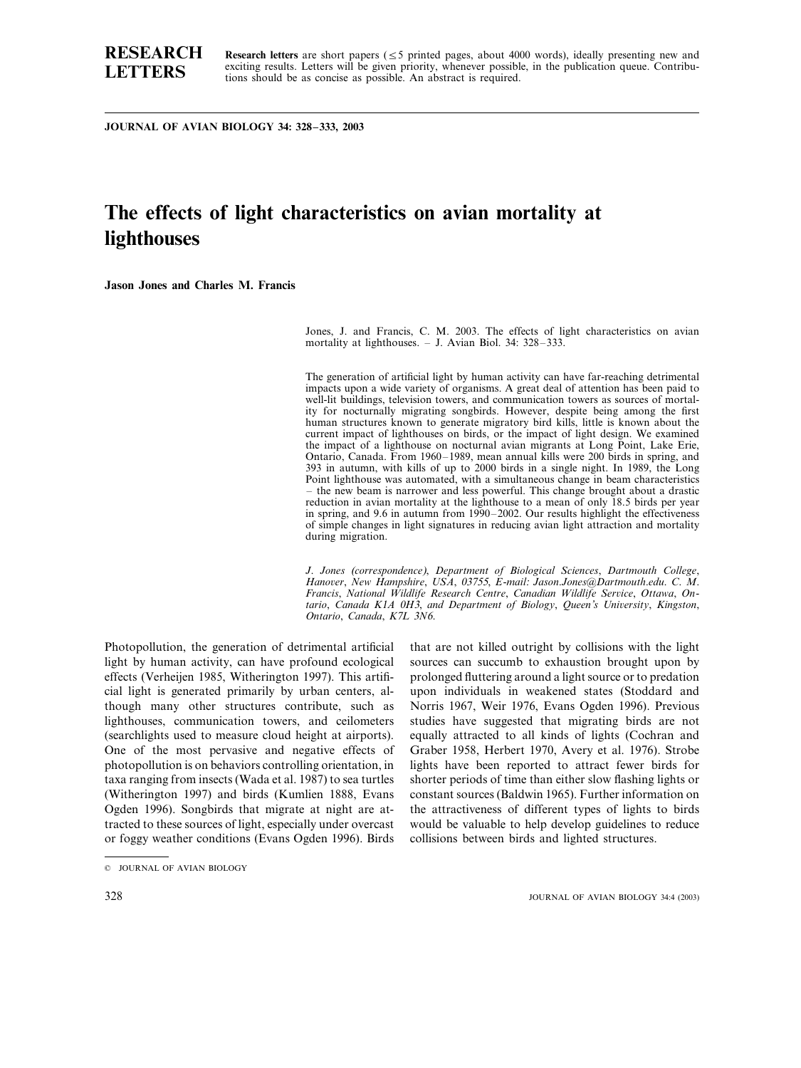**RESEARCH LETTERS**

**Research letters** are short papers (≤5 printed pages, about 4000 words), ideally presenting new and exciting results. Letters will be given priority, whenever possible, in the publication queue. Contributions should be as concise as possible. An abstract is required.

# The effects of light characteristics on avian mortality at lighthouses

**Jason Jones and Charles M. Francis**

Jones, J. and Francis, C. M. 2003. The effects of light characteristics on avian mortality at lighthouses. – J. Avian Biol. 34: 328–333.

The generation of artificial light by human activity can have far-reaching detrimental impacts upon a wide variety of organisms. A great deal of attention has been paid to well-lit buildings, television towers, and communication towers as sources of mortality for nocturnally migrating songbirds. However, despite being among the first human structures known to generate migratory bird kills, little is known about the current impact of lighthouses on birds, or the impact of light design. We examined the impact of a lighthouse on nocturnal avian migrants at Long Point, Lake Erie, Ontario, Canada. From 1960–1989, mean annual kills were 200 birds in spring, and 393 in autumn, with kills of up to 2000 birds in a single night. In 1989, the Long Point lighthouse was automated, with a simultaneous change in beam characteristics – the new beam is narrower and less powerful. This change brought about a drastic reduction in avian mortality at the lighthouse to a mean of only 18.5 birds per year in spring, and 9.6 in autumn from 1990–2002. Our results highlight the effectiveness of simple changes in light signatures in reducing avian light attraction and mortality during migration.

*J. Jones (correspondence), Department of Biological Sciences, Dartmouth College, Hanover, New Hampshire, USA, 03755, E-mail: Jason.Jones@Dartmouth.edu. C. M. Francis, National Wildlife Research Centre, Canadian Wildlife Service, Ottawa, Ontario, Canada K1A 0H3, and Department of Biology, Queen's University, Kingston, Ontario, Canada, K7L 3N6.*

Photopollution, the generation of detrimental artificial light by human activity, can have profound ecological effects (Verheijen 1985, Witherington 1997). This artificial light is generated primarily by urban centers, although many other structures contribute, such as lighthouses, communication towers, and ceilometers (searchlights used to measure cloud height at airports). One of the most pervasive and negative effects of photopollution is on behaviors controlling orientation, in taxa ranging from insects (Wada et al. 1987) to sea turtles (Witherington 1997) and birds (Kumlien 1888, Evans Ogden 1996). Songbirds that migrate at night are attracted to these sources of light, especially under overcast or foggy weather conditions (Evans Ogden 1996). Birds that are not killed outright by collisions with the light sources can succumb to exhaustion brought upon by prolonged fluttering around a light source or to predation upon individuals in weakened states (Stoddard and Norris 1967, Weir 1976, Evans Ogden 1996). Previous studies have suggested that migrating birds are not equally attracted to all kinds of lights (Cochran and Graber 1958, Herbert 1970, Avery et al. 1976). Strobe lights have been reported to attract fewer birds for shorter periods of time than either slow flashing lights or constant sources (Baldwin 1965). Further information on the attractiveness of different types of lights to birds would be valuable to help develop guidelines to reduce collisions between birds and lighted structures.

© JOURNAL OF AVIAN BIOLOGY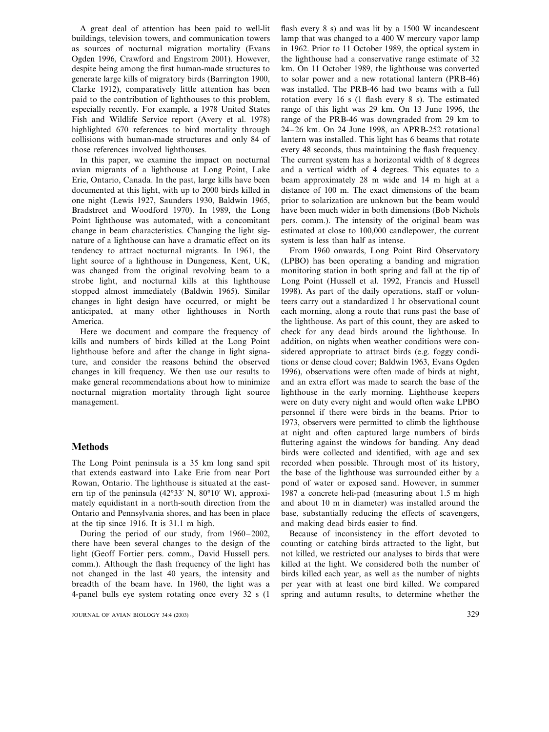A great deal of attention has been paid to well-lit buildings, television towers, and communication towers as sources of nocturnal migration mortality (Evans Ogden 1996, Crawford and Engstrom 2001). However, despite being among the first human-made structures to generate large kills of migratory birds (Barrington 1900, Clarke 1912), comparatively little attention has been paid to the contribution of lighthouses to this problem, especially recently. For example, a 1978 United States Fish and Wildlife Service report (Avery et al. 1978) highlighted 670 references to bird mortality through collisions with human-made structures and only 84 of those references involved lighthouses.

In this paper, we examine the impact on nocturnal avian migrants of a lighthouse at Long Point, Lake Erie, Ontario, Canada. In the past, large kills have been documented at this light, with up to 2000 birds killed in one night (Lewis 1927, Saunders 1930, Baldwin 1965, Bradstreet and Woodford 1970). In 1989, the Long Point lighthouse was automated, with a concomitant change in beam characteristics. Changing the light signature of a lighthouse can have a dramatic effect on its tendency to attract nocturnal migrants. In 1961, the light source of a lighthouse in Dungeness, Kent, UK, was changed from the original revolving beam to a strobe light, and nocturnal kills at this lighthouse stopped almost immediately (Baldwin 1965). Similar changes in light design have occurred, or might be anticipated, at many other lighthouses in North America.

Here we document and compare the frequency of kills and numbers of birds killed at the Long Point lighthouse before and after the change in light signature, and consider the reasons behind the observed changes in kill frequency. We then use our results to make general recommendations about how to minimize nocturnal migration mortality through light source management.

## Methods

The Long Point peninsula is a 35 km long sand spit that extends eastward into Lake Erie from near Port Rowan, Ontario. The lighthouse is situated at the eastern tip of the peninsula (42°33′ N, 80°10′ W), approximately equidistant in a north-south direction from the Ontario and Pennsylvania shores, and has been in place at the tip since 1916. It is 31.1 m high.

During the period of our study, from 1960–2002, there have been several changes to the design of the light (Geoff Fortier pers. comm., David Hussell pers. comm.). Although the flash frequency of the light has not changed in the last 40 years, the intensity and breadth of the beam have. In 1960, the light was a 4-panel bulls eye system rotating once every 32 s (1 flash every 8 s) and was lit by a 1500 W incandescent lamp that was changed to a 400 W mercury vapor lamp in 1962. Prior to 11 October 1989, the optical system in the lighthouse had a conservative range estimate of 32 km. On 11 October 1989, the lighthouse was converted to solar power and a new rotational lantern (PRB-46) was installed. The PRB-46 had two beams with a full rotation every 16 s (1 flash every 8 s). The estimated range of this light was 29 km. On 13 June 1996, the range of the PRB-46 was downgraded from 29 km to 24–26 km. On 24 June 1998, an APRB-252 rotational lantern was installed. This light has 6 beams that rotate every 48 seconds, thus maintaining the flash frequency. The current system has a horizontal width of 8 degrees and a vertical width of 4 degrees. This equates to a beam approximately 28 m wide and 14 m high at a distance of 100 m. The exact dimensions of the beam prior to solarization are unknown but the beam would have been much wider in both dimensions (Bob Nichols pers. comm.). The intensity of the original beam was estimated at close to 100,000 candlepower, the current system is less than half as intense.

From 1960 onwards, Long Point Bird Observatory (LPBO) has been operating a banding and migration monitoring station in both spring and fall at the tip of Long Point (Hussell et al. 1992, Francis and Hussell 1998). As part of the daily operations, staff or volunteers carry out a standardized 1 hr observational count each morning, along a route that runs past the base of the lighthouse. As part of this count, they are asked to check for any dead birds around the lighthouse. In addition, on nights when weather conditions were considered appropriate to attract birds (e.g. foggy conditions or dense cloud cover; Baldwin 1963, Evans Ogden 1996), observations were often made of birds at night, and an extra effort was made to search the base of the lighthouse in the early morning. Lighthouse keepers were on duty every night and would often wake LPBO personnel if there were birds in the beams. Prior to 1973, observers were permitted to climb the lighthouse at night and often captured large numbers of birds fluttering against the windows for banding. Any dead birds were collected and identified, with age and sex recorded when possible. Through most of its history, the base of the lighthouse was surrounded either by a pond of water or exposed sand. However, in summer 1987 a concrete heli-pad (measuring about 1.5 m high and about 10 m in diameter) was installed around the base, substantially reducing the effects of scavengers, and making dead birds easier to find.

Because of inconsistency in the effort devoted to counting or catching birds attracted to the light, but not killed, we restricted our analyses to birds that were killed at the light. We considered both the number of birds killed each year, as well as the number of nights per year with at least one bird killed. We compared spring and autumn results, to determine whether the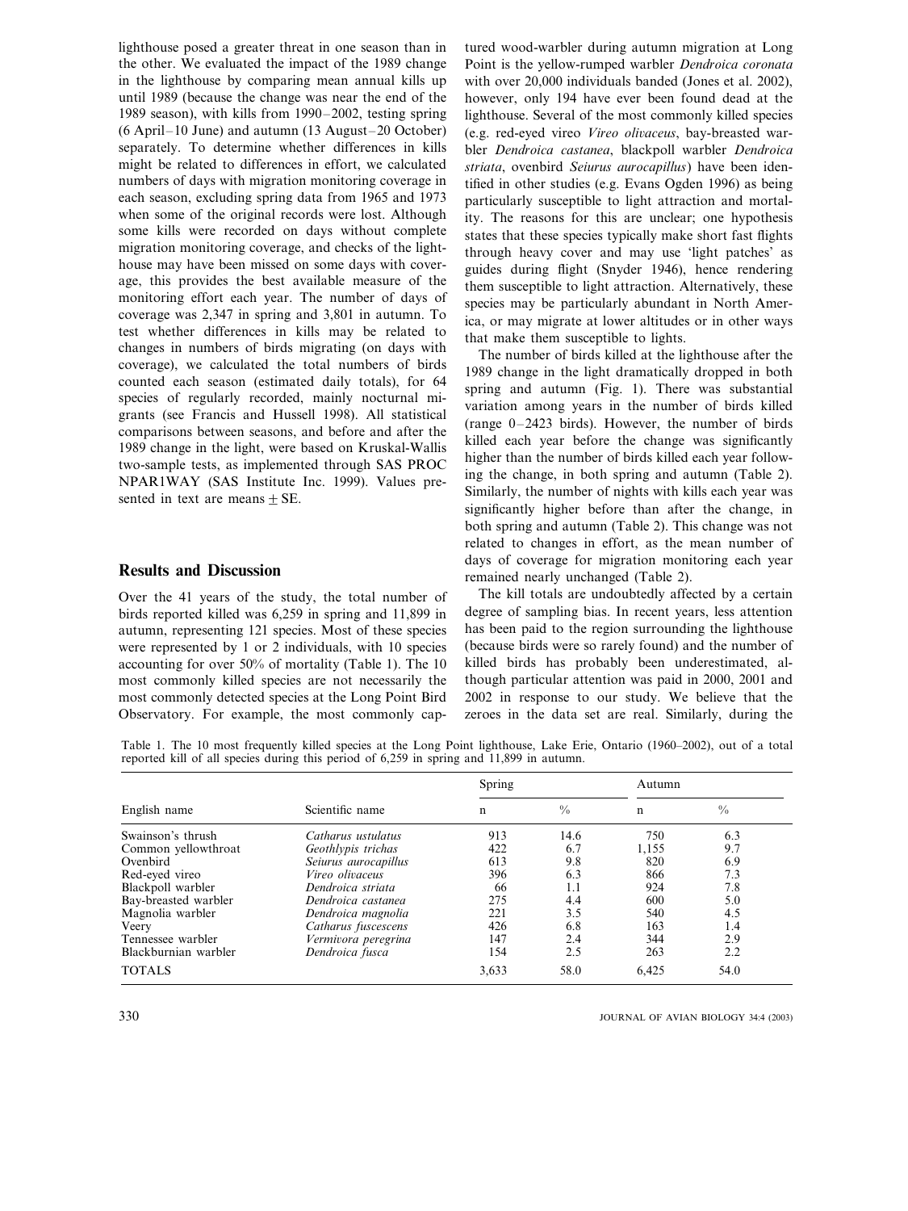lighthouse posed a greater threat in one season than in the other. We evaluated the impact of the 1989 change in the lighthouse by comparing mean annual kills up until 1989 (because the change was near the end of the 1989 season), with kills from 1990–2002, testing spring (6 April–10 June) and autumn (13 August–20 October) separately. To determine whether differences in kills might be related to differences in effort, we calculated numbers of days with migration monitoring coverage in each season, excluding spring data from 1965 and 1973 when some of the original records were lost. Although some kills were recorded on days without complete migration monitoring coverage, and checks of the lighthouse may have been missed on some days with coverage, this provides the best available measure of the monitoring effort each year. The number of days of coverage was 2,347 in spring and 3,801 in autumn. To test whether differences in kills may be related to changes in numbers of birds migrating (on days with coverage), we calculated the total numbers of birds counted each season (estimated daily totals), for 64 species of regularly recorded, mainly nocturnal migrants (see Francis and Hussell 1998). All statistical comparisons between seasons, and before and after the 1989 change in the light, were based on Kruskal-Wallis two-sample tests, as implemented through SAS PROC NPAR1WAY (SAS Institute Inc. 1999). Values presented in text are means $\pm$ SE.

## Results and Discussion

Over the 41 years of the study, the total number of birds reported killed was 6,259 in spring and 11,899 in autumn, representing 121 species. Most of these species were represented by 1 or 2 individuals, with 10 species accounting for over 50% of mortality (Table 1). The 10 most commonly killed species are not necessarily the most commonly detected species at the Long Point Bird Observatory. For example, the most commonly captured wood-warbler during autumn migration at Long Point is the yellow-rumped warbler *Dendroica coronata* with over 20,000 individuals banded (Jones et al. 2002), however, only 194 have ever been found dead at the lighthouse. Several of the most commonly killed species (e.g. red-eyed vireo *Vireo olivaceus*, bay-breasted warbler *Dendroica castanea*, blackpoll warbler *Dendroica striata*, ovenbird *Seiurus aurocapillus*) have been identified in other studies (e.g. Evans Ogden 1996) as being particularly susceptible to light attraction and mortality. The reasons for this are unclear; one hypothesis states that these species typically make short fast flights through heavy cover and may use 'light patches' as guides during flight (Snyder 1946), hence rendering them susceptible to light attraction. Alternatively, these species may be particularly abundant in North America, or may migrate at lower altitudes or in other ways that make them susceptible to lights.

The number of birds killed at the lighthouse after the 1989 change in the light dramatically dropped in both spring and autumn (Fig. 1). There was substantial variation among years in the number of birds killed (range 0–2423 birds). However, the number of birds killed each year before the change was significantly higher than the number of birds killed each year following the change, in both spring and autumn (Table 2). Similarly, the number of nights with kills each year was significantly higher before than after the change, in both spring and autumn (Table 2). This change was not related to changes in effort, as the mean number of days of coverage for migration monitoring each year remained nearly unchanged (Table 2).

The kill totals are undoubtedly affected by a certain degree of sampling bias. In recent years, less attention has been paid to the region surrounding the lighthouse (because birds were so rarely found) and the number of killed birds has probably been underestimated, although particular attention was paid in 2000, 2001 and 2002 in response to our study. We believe that the zeroes in the data set are real. Similarly, during the

Table 1. The 10 most frequently killed species at the Long Point lighthouse, Lake Erie, Ontario (1960–2002), out of a total reported kill of all species during this period of 6,259 in spring and 11,899 in autumn.

| English name | Scientific name | Spring | | Autumn | |
|---|---|---|---|---|---|
| | | n | % | n | % |
| Swainson's thrush | *Catharus ustulatus* | 913 | 14.6 | 750 | 6.3 |
| Common yellowthroat | *Geothlypis trichas* | 422 | 6.7 | 1,155 | 9.7 |
| Ovenbird | *Seiurus aurocapillus* | 613 | 9.8 | 820 | 6.9 |
| Red-eyed vireo | *Vireo olivaceus* | 396 | 6.3 | 866 | 7.3 |
| Blackpoll warbler | *Dendroica striata* | 66 | 1.1 | 924 | 7.8 |
| Bay-breasted warbler | *Dendroica castanea* | 275 | 4.4 | 600 | 5.0 |
| Magnolia warbler | *Dendroica magnolia* | 221 | 3.5 | 540 | 4.5 |
| Veery | *Catharus fuscescens* | 426 | 6.8 | 163 | 1.4 |
| Tennessee warbler | *Vermivora peregrina* | 147 | 2.4 | 344 | 2.9 |
| Blackburnian warbler | *Dendroica fusca* | 154 | 2.5 | 263 | 2.2 |
| TOTALS | | 3,633 | 58.0 | 6,425 | 54.0 |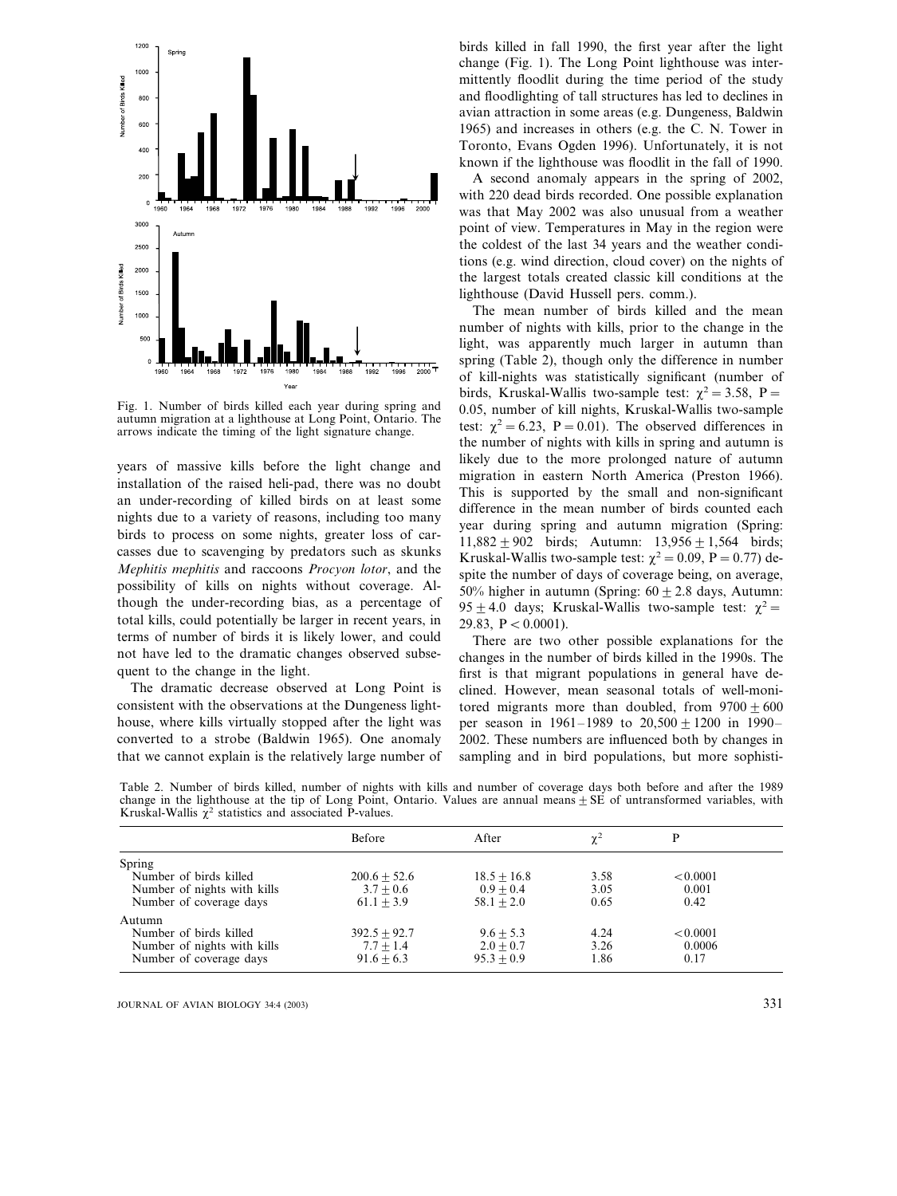Fig. 1. Number of birds killed each year during spring and autumn migration at a lighthouse at Long Point, Ontario. The arrows indicate the timing of the light signature change.

years of massive kills before the light change and installation of the raised heli-pad, there was no doubt an under-recording of killed birds on at least some nights due to a variety of reasons, including too many birds to process on some nights, greater loss of carcasses due to scavenging by predators such as skunks *Mephitis mephitis* and raccoons *Procyon lotor*, and the possibility of kills on nights without coverage. Although the under-recording bias, as a percentage of total kills, could potentially be larger in recent years, in terms of number of birds it is likely lower, and could not have led to the dramatic changes observed subsequent to the change in the light.

The dramatic decrease observed at Long Point is consistent with the observations at the Dungeness lighthouse, where kills virtually stopped after the light was converted to a strobe (Baldwin 1965). One anomaly that we cannot explain is the relatively large number of birds killed in fall 1990, the first year after the light change (Fig. 1). The Long Point lighthouse was intermittently floodlit during the time period of the study and floodlighting of tall structures has led to declines in avian attraction in some areas (e.g. Dungeness, Baldwin 1965) and increases in others (e.g. the C. N. Tower in Toronto, Evans Ogden 1996). Unfortunately, it is not known if the lighthouse was floodlit in the fall of 1990.

A second anomaly appears in the spring of 2002, with 220 dead birds recorded. One possible explanation was that May 2002 was also unusual from a weather point of view. Temperatures in May in the region were the coldest of the last 34 years and the weather conditions (e.g. wind direction, cloud cover) on the nights of the largest totals created classic kill conditions at the lighthouse (David Hussell pers. comm.).

The mean number of birds killed and the mean number of nights with kills, prior to the change in the light, was apparently much larger in autumn than spring (Table 2), though only the difference in number of kill-nights was statistically significant (number of birds, Kruskal-Wallis two-sample test: $\chi^2 = 3.58$, $P = 0.05$, number of kill nights, Kruskal-Wallis two-sample test: $\chi^2 = 6.23$, $P = 0.01$). The observed differences in the number of nights with kills in spring and autumn is likely due to the more prolonged nature of autumn migration in eastern North America (Preston 1966). This is supported by the small and non-significant difference in the mean number of birds counted each year during spring and autumn migration (Spring: $11{,}882 \pm 902$ birds; Autumn: $13{,}956 \pm 1{,}564$ birds; Kruskal-Wallis two-sample test: $\chi^2 = 0.09$, $P = 0.77$) despite the number of days of coverage being, on average, 50% higher in autumn (Spring: $60 \pm 2.8$ days, Autumn: $95 \pm 4.0$ days; Kruskal-Wallis two-sample test: $\chi^2 = 29.83$, $P < 0.0001$).

There are two other possible explanations for the changes in the number of birds killed in the 1990s. The first is that migrant populations in general have declined. However, mean seasonal totals of well-monitored migrants more than doubled, from $9700 \pm 600$ per season in 1961–1989 to $20{,}500 \pm 1200$ in 1990–2002. These numbers are influenced both by changes in sampling and in bird populations, but more sophisti-

Table 2. Number of birds killed, number of nights with kills and number of coverage days both before and after the 1989 change in the lighthouse at the tip of Long Point, Ontario. Values are annual means ± SE of untransformed variables, with Kruskal-Wallis $\chi^2$ statistics and associated P-values.

| | Before | After | $\chi^2$ | P |
|---|---|---|---|---|
| Spring | | | | |
| Number of birds killed | $200.6 \pm 52.6$ | $18.5 \pm 16.8$ | 3.58 | <0.0001 |
| Number of nights with kills | $3.7 \pm 0.6$ | $0.9 \pm 0.4$ | 3.05 | 0.001 |
| Number of coverage days | $61.1 \pm 3.9$ | $58.1 \pm 2.0$ | 0.65 | 0.42 |
| Autumn | | | | |
| Number of birds killed | $392.5 \pm 92.7$ | $9.6 \pm 5.3$ | 4.24 | <0.0001 |
| Number of nights with kills | $7.7 \pm 1.4$ | $2.0 \pm 0.7$ | 3.26 | 0.0006 |
| Number of coverage days | $91.6 \pm 6.3$ | $95.3 \pm 0.9$ | 1.86 | 0.17 |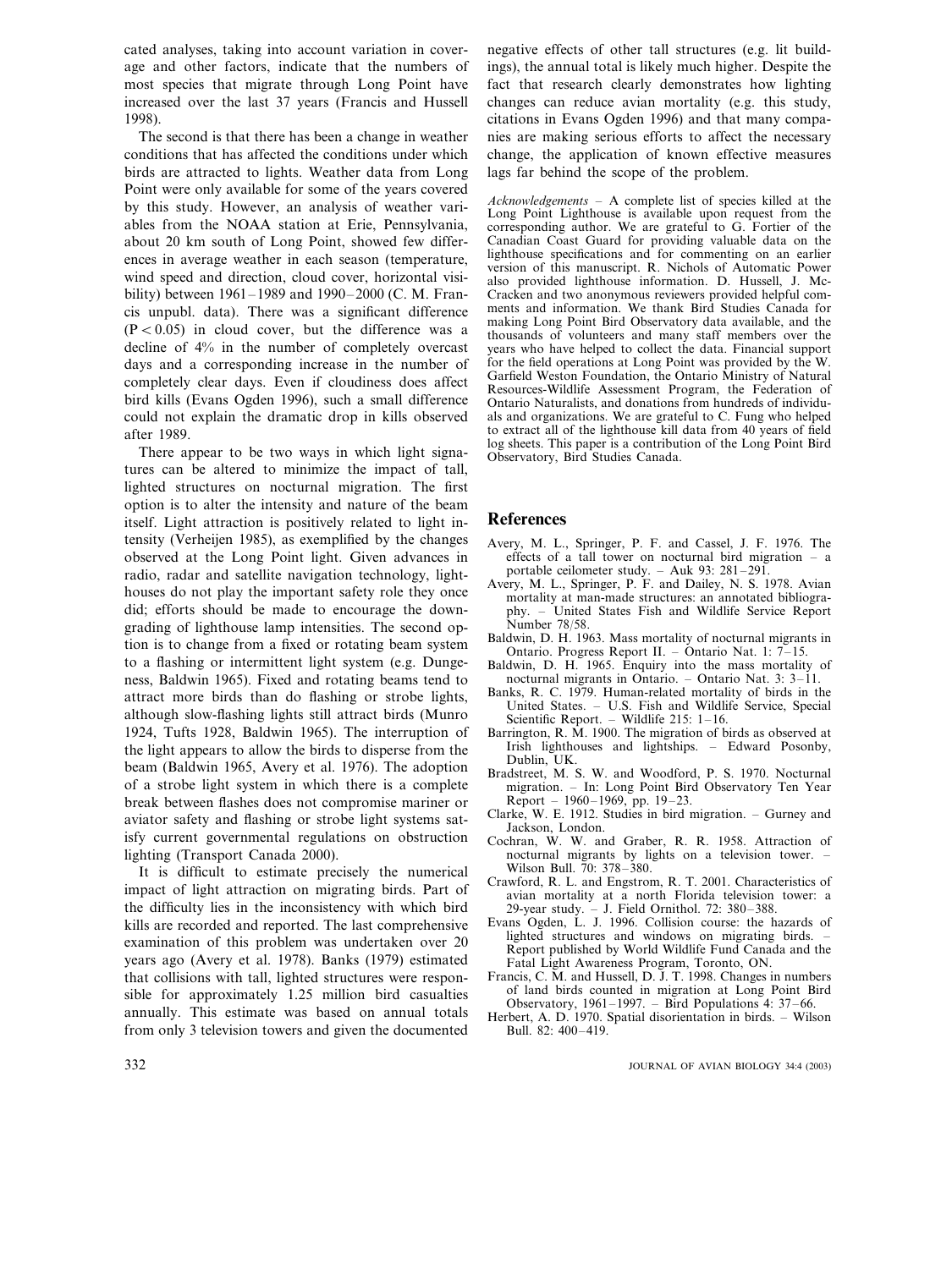cated analyses, taking into account variation in coverage and other factors, indicate that the numbers of most species that migrate through Long Point have increased over the last 37 years (Francis and Hussell 1998).

The second is that there has been a change in weather conditions that has affected the conditions under which birds are attracted to lights. Weather data from Long Point were only available for some of the years covered by this study. However, an analysis of weather variables from the NOAA station at Erie, Pennsylvania, about 20 km south of Long Point, showed few differences in average weather in each season (temperature, wind speed and direction, cloud cover, horizontal visibility) between 1961–1989 and 1990–2000 (C. M. Francis unpubl. data). There was a significant difference ($P < 0.05$) in cloud cover, but the difference was a decline of 4% in the number of completely overcast days and a corresponding increase in the number of completely clear days. Even if cloudiness does affect bird kills (Evans Ogden 1996), such a small difference could not explain the dramatic drop in kills observed after 1989.

There appear to be two ways in which light signatures can be altered to minimize the impact of tall, lighted structures on nocturnal migration. The first option is to alter the intensity and nature of the beam itself. Light attraction is positively related to light intensity (Verheijen 1985), as exemplified by the changes observed at the Long Point light. Given advances in radio, radar and satellite navigation technology, lighthouses do not play the important safety role they once did; efforts should be made to encourage the downgrading of lighthouse lamp intensities. The second option is to change from a fixed or rotating beam system to a flashing or intermittent light system (e.g. Dungeness, Baldwin 1965). Fixed and rotating beams tend to attract more birds than do flashing or strobe lights, although slow-flashing lights still attract birds (Munro 1924, Tufts 1928, Baldwin 1965). The interruption of the light appears to allow the birds to disperse from the beam (Baldwin 1965, Avery et al. 1976). The adoption of a strobe light system in which there is a complete break between flashes does not compromise mariner or aviator safety and flashing or strobe light systems satisfy current governmental regulations on obstruction lighting (Transport Canada 2000).

It is difficult to estimate precisely the numerical impact of light attraction on migrating birds. Part of the difficulty lies in the inconsistency with which bird kills are recorded and reported. The last comprehensive examination of this problem was undertaken over 20 years ago (Avery et al. 1978). Banks (1979) estimated that collisions with tall, lighted structures were responsible for approximately 1.25 million bird casualties annually. This estimate was based on annual totals from only 3 television towers and given the documented negative effects of other tall structures (e.g. lit buildings), the annual total is likely much higher. Despite the fact that research clearly demonstrates how lighting changes can reduce avian mortality (e.g. this study, citations in Evans Ogden 1996) and that many companies are making serious efforts to affect the necessary change, the application of known effective measures lags far behind the scope of the problem.

*Acknowledgements* – A complete list of species killed at the Long Point Lighthouse is available upon request from the corresponding author. We are grateful to G. Fortier of the Canadian Coast Guard for providing valuable data on the lighthouse specifications and for commenting on an earlier version of this manuscript. R. Nichols of Automatic Power also provided lighthouse information. D. Hussell, J. McCracken and two anonymous reviewers provided helpful comments and information. We thank Bird Studies Canada for making Long Point Bird Observatory data available, and the thousands of volunteers and many staff members over the years who have helped to collect the data. Financial support for the field operations at Long Point was provided by the W. Garfield Weston Foundation, the Ontario Ministry of Natural Resources-Wildlife Assessment Program, the Federation of Ontario Naturalists, and donations from hundreds of individuals and organizations. We are grateful to C. Fung who helped to extract all of the lighthouse kill data from 40 years of field log sheets. This paper is a contribution of the Long Point Bird Observatory, Bird Studies Canada.

## References

Avery, M. L., Springer, P. F. and Cassel, J. F. 1976. The effects of a tall tower on nocturnal bird migration – a portable ceilometer study. – Auk 93: 281–291.

Avery, M. L., Springer, P. F. and Dailey, N. S. 1978. Avian mortality at man-made structures: an annotated bibliography. – United States Fish and Wildlife Service Report Number 78/58.

Baldwin, D. H. 1963. Mass mortality of nocturnal migrants in Ontario. Progress Report II. – Ontario Nat. 1: 7–15.

Baldwin, D. H. 1965. Enquiry into the mass mortality of nocturnal migrants in Ontario. – Ontario Nat. 3: 3–11.

Banks, R. C. 1979. Human-related mortality of birds in the United States. – U.S. Fish and Wildlife Service, Special Scientific Report. – Wildlife 215: 1–16.

Barrington, R. M. 1900. The migration of birds as observed at Irish lighthouses and lightships. – Edward Posonby, Dublin, UK.

Bradstreet, M. S. W. and Woodford, P. S. 1970. Nocturnal migration. – In: Long Point Bird Observatory Ten Year Report – 1960–1969, pp. 19–23.

Clarke, W. E. 1912. Studies in bird migration. – Gurney and Jackson, London.

Cochran, W. W. and Graber, R. R. 1958. Attraction of nocturnal migrants by lights on a television tower. – Wilson Bull. 70: 378–380.

Crawford, R. L. and Engstrom, R. T. 2001. Characteristics of avian mortality at a north Florida television tower: a 29-year study. – J. Field Ornithol. 72: 380–388.

Evans Ogden, L. J. 1996. Collision course: the hazards of lighted structures and windows on migrating birds. – Report published by World Wildlife Fund Canada and the Fatal Light Awareness Program, Toronto, ON.

Francis, C. M. and Hussell, D. J. T. 1998. Changes in numbers of land birds counted in migration at Long Point Bird Observatory, 1961–1997. – Bird Populations 4: 37–66.

Herbert, A. D. 1970. Spatial disorientation in birds. – Wilson Bull. 82: 400–419.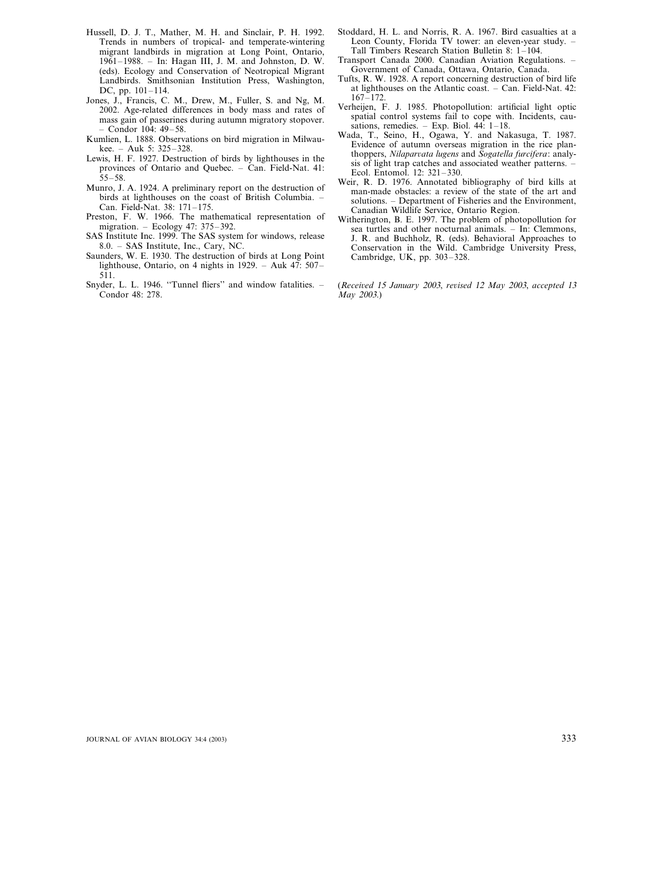Hussell, D. J. T., Mather, M. H. and Sinclair, P. H. 1992. Trends in numbers of tropical- and temperate-wintering migrant landbirds in migration at Long Point, Ontario, 1961–1988. – In: Hagan III, J. M. and Johnston, D. W. (eds). Ecology and Conservation of Neotropical Migrant Landbirds. Smithsonian Institution Press, Washington, DC, pp. 101–114.

Jones, J., Francis, C. M., Drew, M., Fuller, S. and Ng, M. 2002. Age-related differences in body mass and rates of mass gain of passerines during autumn migratory stopover. – Condor 104: 49–58.

Kumlien, L. 1888. Observations on bird migration in Milwaukee. – Auk 5: 325–328.

Lewis, H. F. 1927. Destruction of birds by lighthouses in the provinces of Ontario and Quebec. – Can. Field-Nat. 41: 55–58.

Munro, J. A. 1924. A preliminary report on the destruction of birds at lighthouses on the coast of British Columbia. – Can. Field-Nat. 38: 171–175.

Preston, F. W. 1966. The mathematical representation of migration. – Ecology 47: 375–392.

SAS Institute Inc. 1999. The SAS system for windows, release 8.0. – SAS Institute, Inc., Cary, NC.

Saunders, W. E. 1930. The destruction of birds at Long Point lighthouse, Ontario, on 4 nights in 1929. – Auk 47: 507–511.

Snyder, L. L. 1946. ''Tunnel fliers'' and window fatalities. – Condor 48: 278.

Stoddard, H. L. and Norris, R. A. 1967. Bird casualties at a Leon County, Florida TV tower: an eleven-year study. – Tall Timbers Research Station Bulletin 8: 1–104.

Transport Canada 2000. Canadian Aviation Regulations. – Government of Canada, Ottawa, Ontario, Canada.

Tufts, R. W. 1928. A report concerning destruction of bird life at lighthouses on the Atlantic coast. – Can. Field-Nat. 42: 167–172.

Verheijen, F. J. 1985. Photopollution: artificial light optic spatial control systems fail to cope with. Incidents, causations, remedies. – Exp. Biol. 44: 1–18.

Wada, T., Seino, H., Ogawa, Y. and Nakasuga, T. 1987. Evidence of autumn overseas migration in the rice planthoppers, *Nilaparvata lugens* and *Sogatella furcifera*: analysis of light trap catches and associated weather patterns. – Ecol. Entomol. 12: 321–330.

Weir, R. D. 1976. Annotated bibliography of bird kills at man-made obstacles: a review of the state of the art and solutions. – Department of Fisheries and the Environment, Canadian Wildlife Service, Ontario Region.

Witherington, B. E. 1997. The problem of photopollution for sea turtles and other nocturnal animals. – In: Clemmons, J. R. and Buchholz, R. (eds). Behavioral Approaches to Conservation in the Wild. Cambridge University Press, Cambridge, UK, pp. 303–328.

(*Received 15 January 2003, revised 12 May 2003, accepted 13 May 2003.*)